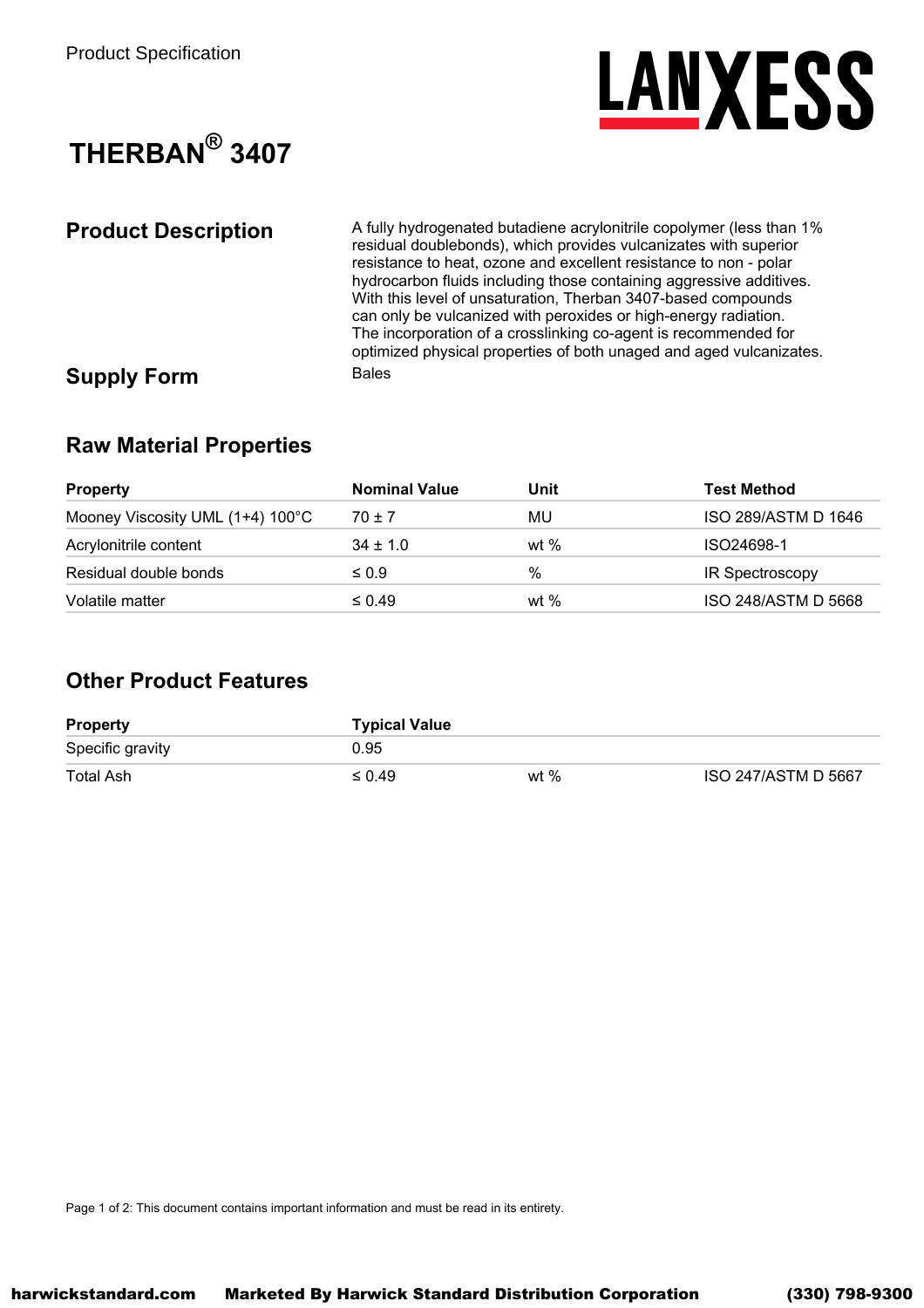Product Specification

# THERBAN® 3407

## Product Description

A fully hydrogenated butadiene acrylonitrile copolymer (less than 1% residual doublebonds), which provides vulcanizates with superior resistance to heat, ozone and excellent resistance to non - polar hydrocarbon fluids including those containing aggressive additives. With this level of unsaturation, Therban 3407-based compounds can only be vulcanized with peroxides or high-energy radiation. The incorporation of a crosslinking co-agent is recommended for optimized physical properties of both unaged and aged vulcanizates.

## Supply Form

Bales

## Raw Material Properties

| Property | Nominal Value | Unit | Test Method |
|---|---|---|---|
| Mooney Viscosity UML (1+4) 100°C | 70 ± 7 | MU | ISO 289/ASTM D 1646 |
| Acrylonitrile content | 34 ± 1.0 | wt % | ISO24698-1 |
| Residual double bonds | ≤ 0.9 | % | IR Spectroscopy |
| Volatile matter | ≤ 0.49 | wt % | ISO 248/ASTM D 5668 |

## Other Product Features

| Property | Typical Value | | |
|---|---|---|---|
| Specific gravity | 0.95 | | |
| Total Ash | ≤ 0.49 | wt % | ISO 247/ASTM D 5667 |

Page 1 of 2: This document contains important information and must be read in its entirety.

harwickstandard.com     Marketed By Harwick Standard Distribution Corporation     (330) 798-9300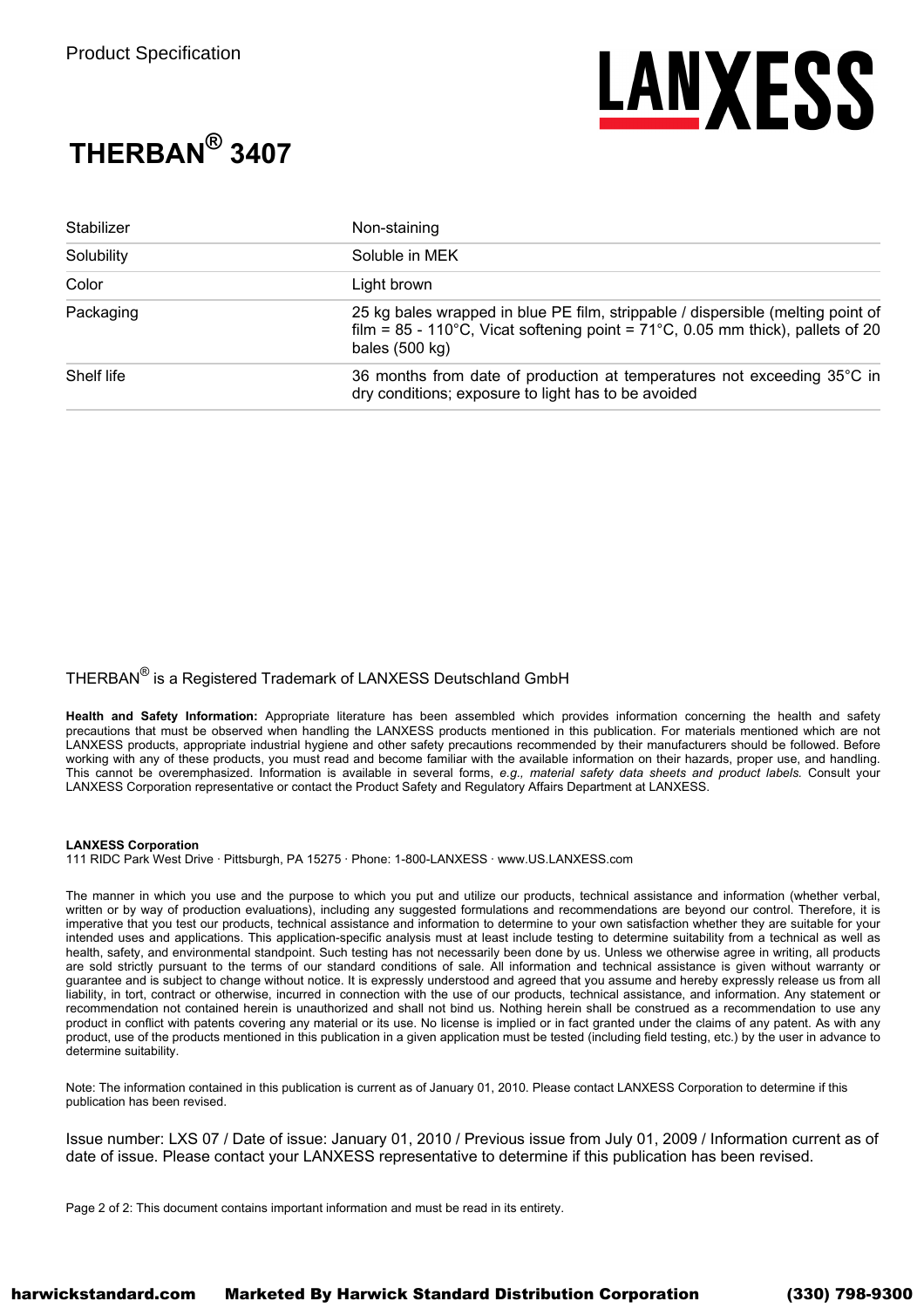# THERBAN® 3407

| | |
|---|---|
| Stabilizer | Non-staining |
| Solubility | Soluble in MEK |
| Color | Light brown |
| Packaging | 25 kg bales wrapped in blue PE film, strippable / dispersible (melting point of film = 85 - 110°C, Vicat softening point = 71°C, 0.05 mm thick), pallets of 20 bales (500 kg) |
| Shelf life | 36 months from date of production at temperatures not exceeding 35°C in dry conditions; exposure to light has to be avoided |

THERBAN® is a Registered Trademark of LANXESS Deutschland GmbH

**Health and Safety Information:** Appropriate literature has been assembled which provides information concerning the health and safety precautions that must be observed when handling the LANXESS products mentioned in this publication. For materials mentioned which are not LANXESS products, appropriate industrial hygiene and other safety precautions recommended by their manufacturers should be followed. Before working with any of these products, you must read and become familiar with the available information on their hazards, proper use, and handling. This cannot be overemphasized. Information is available in several forms, *e.g., material safety data sheets and product labels.* Consult your LANXESS Corporation representative or contact the Product Safety and Regulatory Affairs Department at LANXESS.

**LANXESS Corporation**
111 RIDC Park West Drive · Pittsburgh, PA 15275 · Phone: 1-800-LANXESS · www.US.LANXESS.com

The manner in which you use and the purpose to which you put and utilize our products, technical assistance and information (whether verbal, written or by way of production evaluations), including any suggested formulations and recommendations are beyond our control. Therefore, it is imperative that you test our products, technical assistance and information to determine to your own satisfaction whether they are suitable for your intended uses and applications. This application-specific analysis must at least include testing to determine suitability from a technical as well as health, safety, and environmental standpoint. Such testing has not necessarily been done by us. Unless we otherwise agree in writing, all products are sold strictly pursuant to the terms of our standard conditions of sale. All information and technical assistance is given without warranty or guarantee and is subject to change without notice. It is expressly understood and agreed that you assume and hereby expressly release us from all liability, in tort, contract or otherwise, incurred in connection with the use of our products, technical assistance, and information. Any statement or recommendation not contained herein is unauthorized and shall not bind us. Nothing herein shall be construed as a recommendation to use any product in conflict with patents covering any material or its use. No license is implied or in fact granted under the claims of any patent. As with any product, use of the products mentioned in this publication in a given application must be tested (including field testing, etc.) by the user in advance to determine suitability.

Note: The information contained in this publication is current as of January 01, 2010. Please contact LANXESS Corporation to determine if this publication has been revised.

Issue number: LXS 07 / Date of issue: January 01, 2010 / Previous issue from July 01, 2009 / Information current as of date of issue. Please contact your LANXESS representative to determine if this publication has been revised.

Page 2 of 2: This document contains important information and must be read in its entirety.

harwickstandard.com Marketed By Harwick Standard Distribution Corporation (330) 798-9300